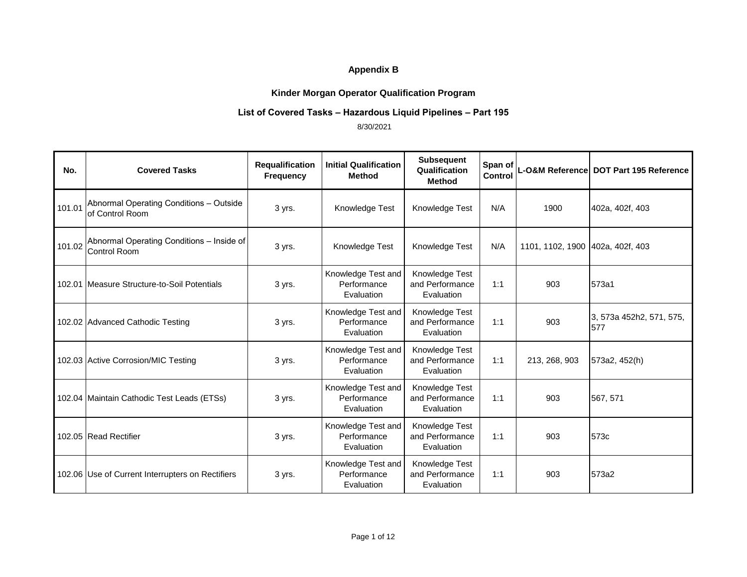**Appendix B**

**Kinder Morgan Operator Qualification Program**

**List of Covered Tasks – Hazardous Liquid Pipelines – Part 195**

8/30/2021

| No. | Covered Tasks | Requalification Frequency | Initial Qualification Method | Subsequent Qualification Method | Span of Control | L-O&M Reference | DOT Part 195 Reference |
|---|---|---|---|---|---|---|---|
| 101.01 | Abnormal Operating Conditions – Outside of Control Room | 3 yrs. | Knowledge Test | Knowledge Test | N/A | 1900 | 402a, 402f, 403 |
| 101.02 | Abnormal Operating Conditions – Inside of Control Room | 3 yrs. | Knowledge Test | Knowledge Test | N/A | 1101, 1102, 1900 | 402a, 402f, 403 |
| 102.01 | Measure Structure-to-Soil Potentials | 3 yrs. | Knowledge Test and Performance Evaluation | Knowledge Test and Performance Evaluation | 1:1 | 903 | 573a1 |
| 102.02 | Advanced Cathodic Testing | 3 yrs. | Knowledge Test and Performance Evaluation | Knowledge Test and Performance Evaluation | 1:1 | 903 | 3, 573a 452h2, 571, 575, 577 |
| 102.03 | Active Corrosion/MIC Testing | 3 yrs. | Knowledge Test and Performance Evaluation | Knowledge Test and Performance Evaluation | 1:1 | 213, 268, 903 | 573a2, 452(h) |
| 102.04 | Maintain Cathodic Test Leads (ETSs) | 3 yrs. | Knowledge Test and Performance Evaluation | Knowledge Test and Performance Evaluation | 1:1 | 903 | 567, 571 |
| 102.05 | Read Rectifier | 3 yrs. | Knowledge Test and Performance Evaluation | Knowledge Test and Performance Evaluation | 1:1 | 903 | 573c |
| 102.06 | Use of Current Interrupters on Rectifiers | 3 yrs. | Knowledge Test and Performance Evaluation | Knowledge Test and Performance Evaluation | 1:1 | 903 | 573a2 |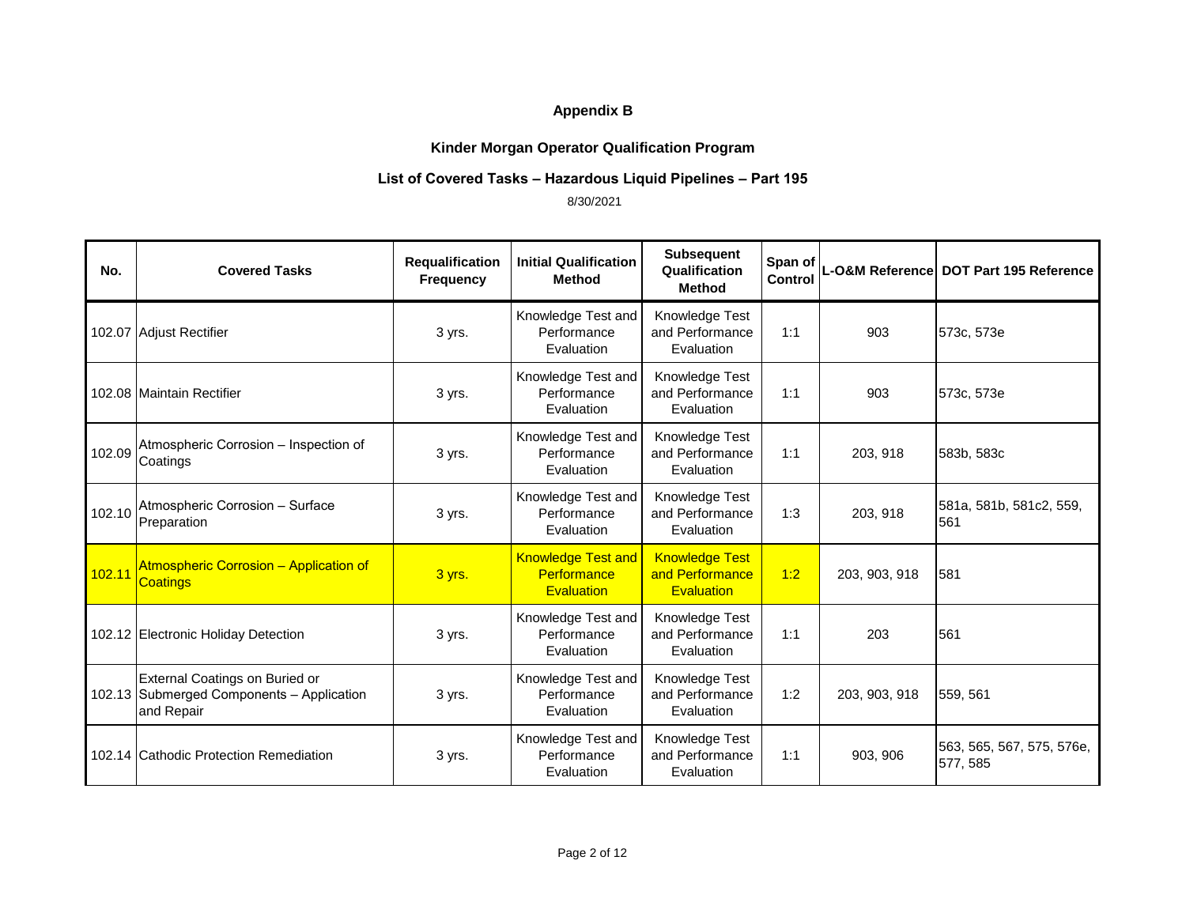## Appendix B

## Kinder Morgan Operator Qualification Program

## List of Covered Tasks – Hazardous Liquid Pipelines – Part 195

8/30/2021

| No. | Covered Tasks | Requalification Frequency | Initial Qualification Method | Subsequent Qualification Method | Span of Control | L-O&M Reference | DOT Part 195 Reference |
|---|---|---|---|---|---|---|---|
| 102.07 | Adjust Rectifier | 3 yrs. | Knowledge Test and Performance Evaluation | Knowledge Test and Performance Evaluation | 1:1 | 903 | 573c, 573e |
| 102.08 | Maintain Rectifier | 3 yrs. | Knowledge Test and Performance Evaluation | Knowledge Test and Performance Evaluation | 1:1 | 903 | 573c, 573e |
| 102.09 | Atmospheric Corrosion – Inspection of Coatings | 3 yrs. | Knowledge Test and Performance Evaluation | Knowledge Test and Performance Evaluation | 1:1 | 203, 918 | 583b, 583c |
| 102.10 | Atmospheric Corrosion – Surface Preparation | 3 yrs. | Knowledge Test and Performance Evaluation | Knowledge Test and Performance Evaluation | 1:3 | 203, 918 | 581a, 581b, 581c2, 559, 561 |
| 102.11 | Atmospheric Corrosion – Application of Coatings | 3 yrs. | Knowledge Test and Performance Evaluation | Knowledge Test and Performance Evaluation | 1:2 | 203, 903, 918 | 581 |
| 102.12 | Electronic Holiday Detection | 3 yrs. | Knowledge Test and Performance Evaluation | Knowledge Test and Performance Evaluation | 1:1 | 203 | 561 |
| 102.13 | External Coatings on Buried or Submerged Components – Application and Repair | 3 yrs. | Knowledge Test and Performance Evaluation | Knowledge Test and Performance Evaluation | 1:2 | 203, 903, 918 | 559, 561 |
| 102.14 | Cathodic Protection Remediation | 3 yrs. | Knowledge Test and Performance Evaluation | Knowledge Test and Performance Evaluation | 1:1 | 903, 906 | 563, 565, 567, 575, 576e, 577, 585 |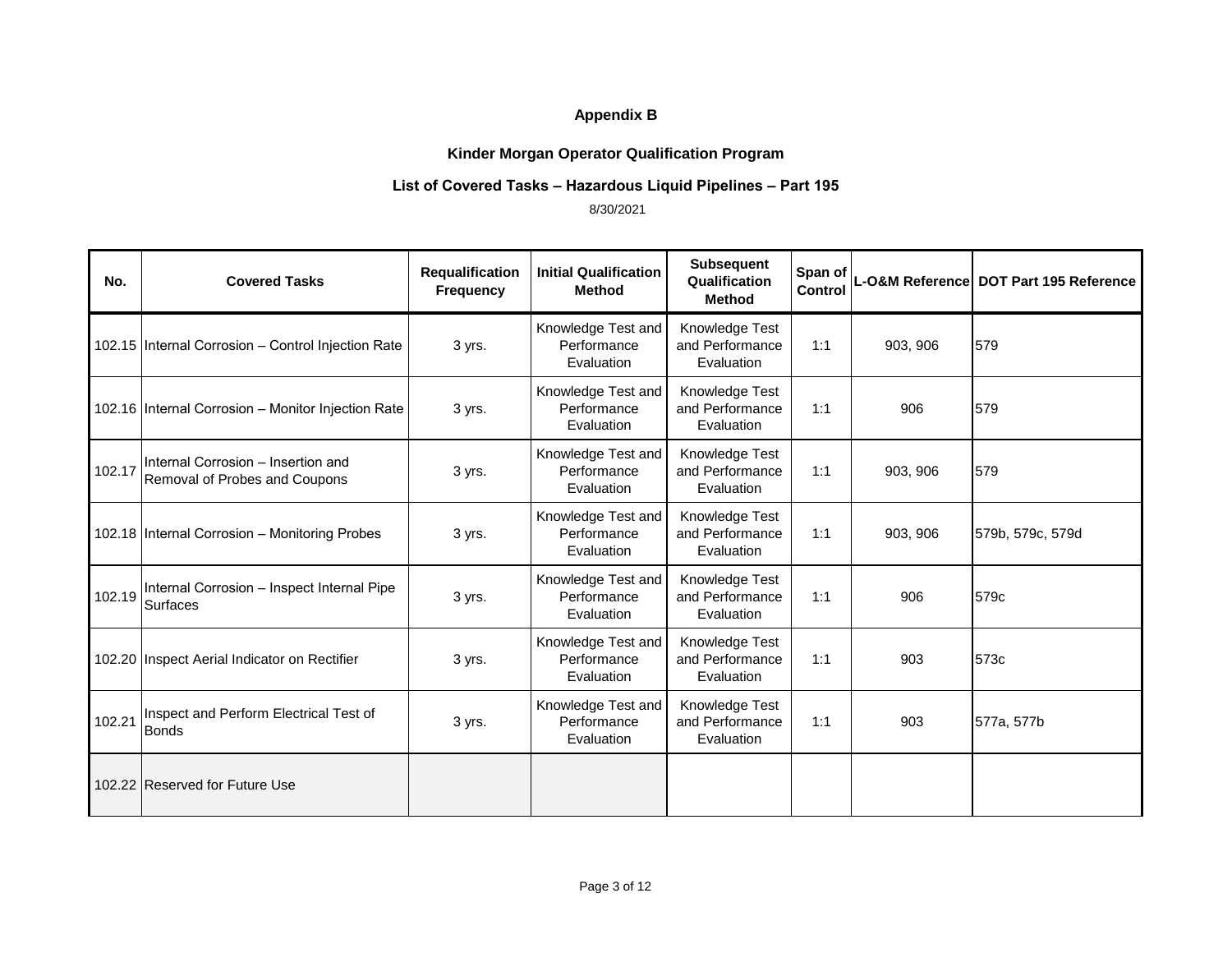**Appendix B**

**Kinder Morgan Operator Qualification Program**

**List of Covered Tasks – Hazardous Liquid Pipelines – Part 195**

8/30/2021

| No. | Covered Tasks | Requalification Frequency | Initial Qualification Method | Subsequent Qualification Method | Span of Control | L-O&M Reference | DOT Part 195 Reference |
|---|---|---|---|---|---|---|---|
| 102.15 | Internal Corrosion – Control Injection Rate | 3 yrs. | Knowledge Test and Performance Evaluation | Knowledge Test and Performance Evaluation | 1:1 | 903, 906 | 579 |
| 102.16 | Internal Corrosion – Monitor Injection Rate | 3 yrs. | Knowledge Test and Performance Evaluation | Knowledge Test and Performance Evaluation | 1:1 | 906 | 579 |
| 102.17 | Internal Corrosion – Insertion and Removal of Probes and Coupons | 3 yrs. | Knowledge Test and Performance Evaluation | Knowledge Test and Performance Evaluation | 1:1 | 903, 906 | 579 |
| 102.18 | Internal Corrosion – Monitoring Probes | 3 yrs. | Knowledge Test and Performance Evaluation | Knowledge Test and Performance Evaluation | 1:1 | 903, 906 | 579b, 579c, 579d |
| 102.19 | Internal Corrosion – Inspect Internal Pipe Surfaces | 3 yrs. | Knowledge Test and Performance Evaluation | Knowledge Test and Performance Evaluation | 1:1 | 906 | 579c |
| 102.20 | Inspect Aerial Indicator on Rectifier | 3 yrs. | Knowledge Test and Performance Evaluation | Knowledge Test and Performance Evaluation | 1:1 | 903 | 573c |
| 102.21 | Inspect and Perform Electrical Test of Bonds | 3 yrs. | Knowledge Test and Performance Evaluation | Knowledge Test and Performance Evaluation | 1:1 | 903 | 577a, 577b |
| 102.22 | Reserved for Future Use | | | | | | |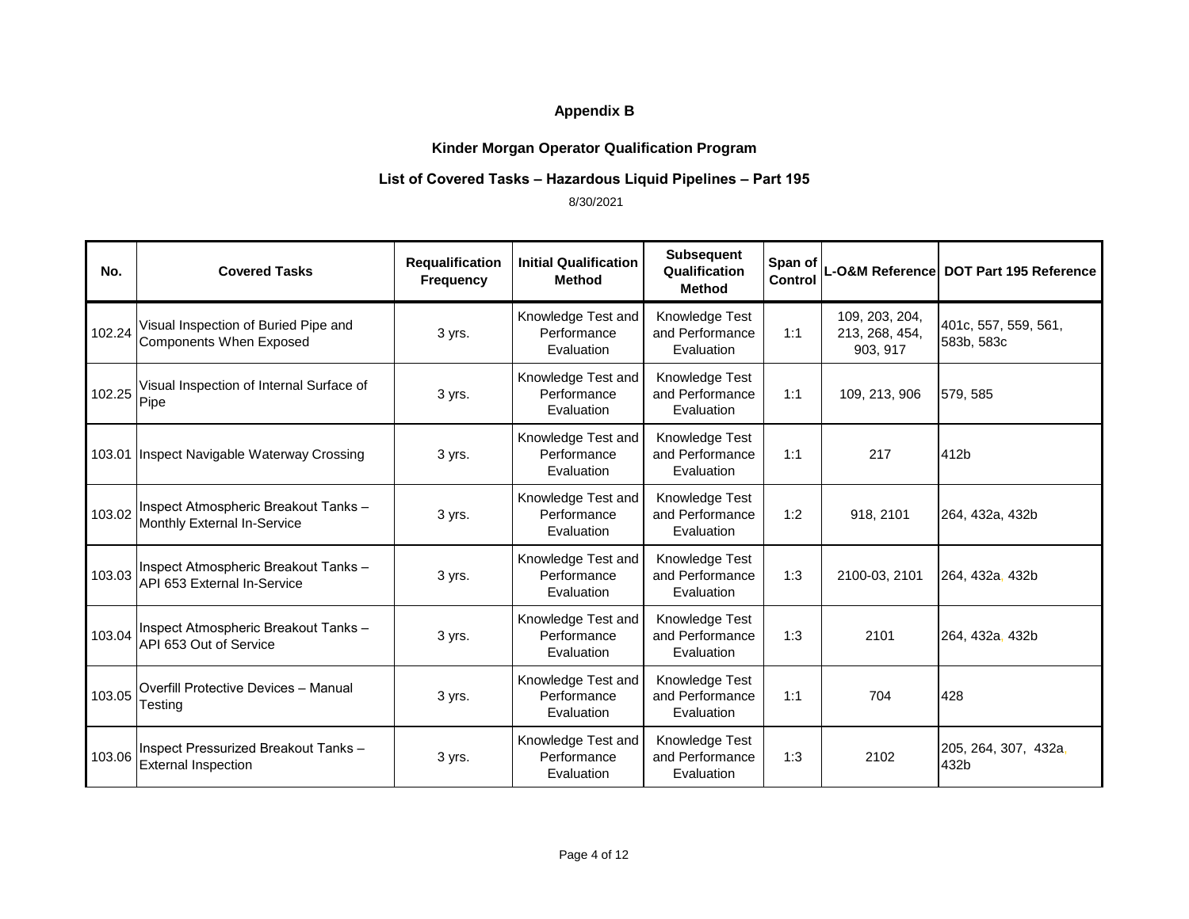# Appendix B

## Kinder Morgan Operator Qualification Program

### List of Covered Tasks – Hazardous Liquid Pipelines – Part 195

8/30/2021

| No. | Covered Tasks | Requalification Frequency | Initial Qualification Method | Subsequent Qualification Method | Span of Control | L-O&M Reference | DOT Part 195 Reference |
|---|---|---|---|---|---|---|---|
| 102.24 | Visual Inspection of Buried Pipe and Components When Exposed | 3 yrs. | Knowledge Test and Performance Evaluation | Knowledge Test and Performance Evaluation | 1:1 | 109, 203, 204, 213, 268, 454, 903, 917 | 401c, 557, 559, 561, 583b, 583c |
| 102.25 | Visual Inspection of Internal Surface of Pipe | 3 yrs. | Knowledge Test and Performance Evaluation | Knowledge Test and Performance Evaluation | 1:1 | 109, 213, 906 | 579, 585 |
| 103.01 | Inspect Navigable Waterway Crossing | 3 yrs. | Knowledge Test and Performance Evaluation | Knowledge Test and Performance Evaluation | 1:1 | 217 | 412b |
| 103.02 | Inspect Atmospheric Breakout Tanks – Monthly External In-Service | 3 yrs. | Knowledge Test and Performance Evaluation | Knowledge Test and Performance Evaluation | 1:2 | 918, 2101 | 264, 432a, 432b |
| 103.03 | Inspect Atmospheric Breakout Tanks – API 653 External In-Service | 3 yrs. | Knowledge Test and Performance Evaluation | Knowledge Test and Performance Evaluation | 1:3 | 2100-03, 2101 | 264, 432a, 432b |
| 103.04 | Inspect Atmospheric Breakout Tanks – API 653 Out of Service | 3 yrs. | Knowledge Test and Performance Evaluation | Knowledge Test and Performance Evaluation | 1:3 | 2101 | 264, 432a, 432b |
| 103.05 | Overfill Protective Devices – Manual Testing | 3 yrs. | Knowledge Test and Performance Evaluation | Knowledge Test and Performance Evaluation | 1:1 | 704 | 428 |
| 103.06 | Inspect Pressurized Breakout Tanks – External Inspection | 3 yrs. | Knowledge Test and Performance Evaluation | Knowledge Test and Performance Evaluation | 1:3 | 2102 | 205, 264, 307, 432a, 432b |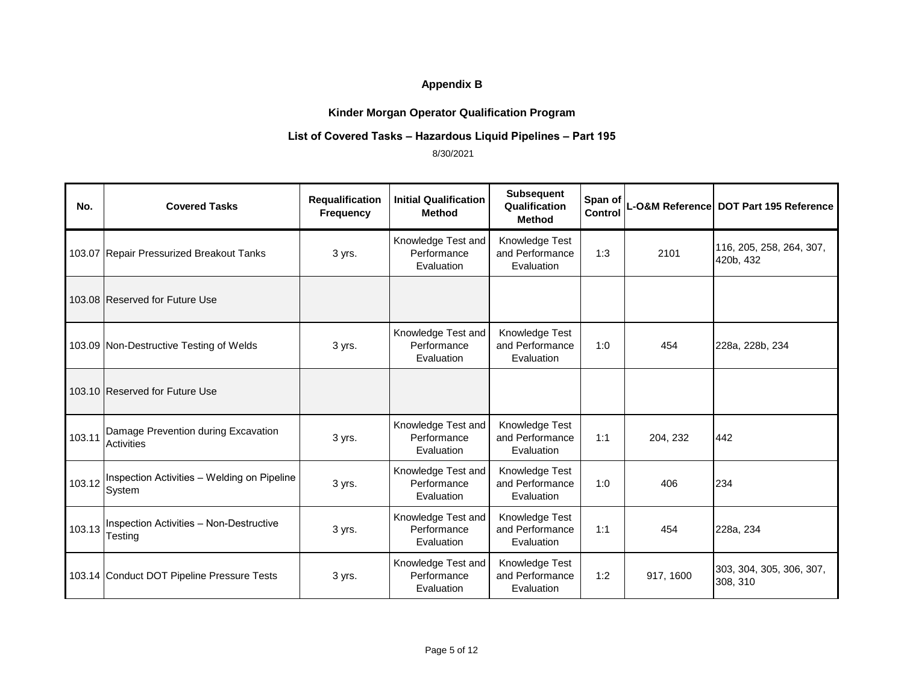**Appendix B**

**Kinder Morgan Operator Qualification Program**

**List of Covered Tasks – Hazardous Liquid Pipelines – Part 195**

8/30/2021

| No. | Covered Tasks | Requalification Frequency | Initial Qualification Method | Subsequent Qualification Method | Span of Control | L-O&M Reference | DOT Part 195 Reference |
|---|---|---|---|---|---|---|---|
| 103.07 | Repair Pressurized Breakout Tanks | 3 yrs. | Knowledge Test and Performance Evaluation | Knowledge Test and Performance Evaluation | 1:3 | 2101 | 116, 205, 258, 264, 307, 420b, 432 |
| 103.08 | Reserved for Future Use | | | | | | |
| 103.09 | Non-Destructive Testing of Welds | 3 yrs. | Knowledge Test and Performance Evaluation | Knowledge Test and Performance Evaluation | 1:0 | 454 | 228a, 228b, 234 |
| 103.10 | Reserved for Future Use | | | | | | |
| 103.11 | Damage Prevention during Excavation Activities | 3 yrs. | Knowledge Test and Performance Evaluation | Knowledge Test and Performance Evaluation | 1:1 | 204, 232 | 442 |
| 103.12 | Inspection Activities – Welding on Pipeline System | 3 yrs. | Knowledge Test and Performance Evaluation | Knowledge Test and Performance Evaluation | 1:0 | 406 | 234 |
| 103.13 | Inspection Activities – Non-Destructive Testing | 3 yrs. | Knowledge Test and Performance Evaluation | Knowledge Test and Performance Evaluation | 1:1 | 454 | 228a, 234 |
| 103.14 | Conduct DOT Pipeline Pressure Tests | 3 yrs. | Knowledge Test and Performance Evaluation | Knowledge Test and Performance Evaluation | 1:2 | 917, 1600 | 303, 304, 305, 306, 307, 308, 310 |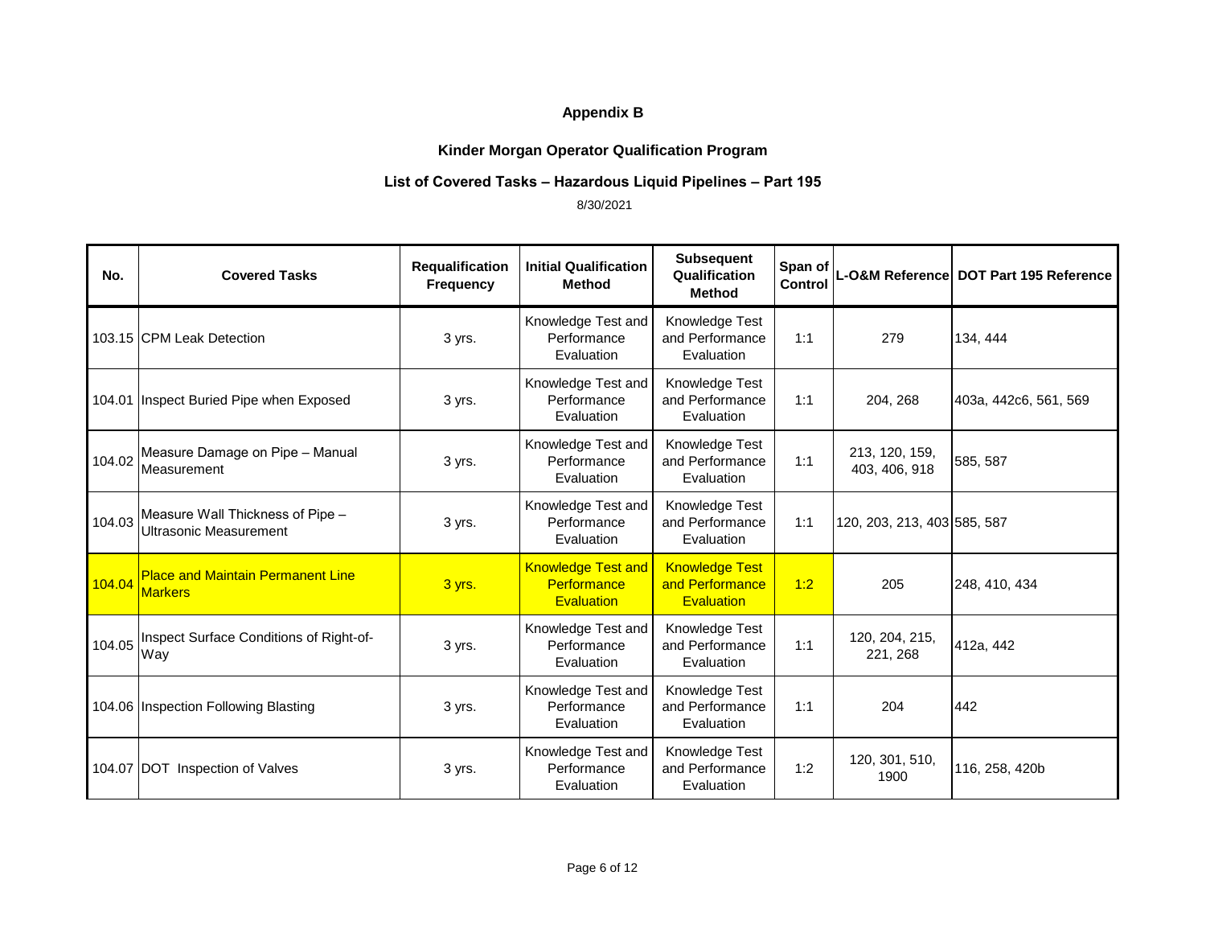**Appendix B**

**Kinder Morgan Operator Qualification Program**

**List of Covered Tasks – Hazardous Liquid Pipelines – Part 195**

8/30/2021

| No. | Covered Tasks | Requalification Frequency | Initial Qualification Method | Subsequent Qualification Method | Span of Control | L-O&M Reference | DOT Part 195 Reference |
|---|---|---|---|---|---|---|---|
| 103.15 | CPM Leak Detection | 3 yrs. | Knowledge Test and Performance Evaluation | Knowledge Test and Performance Evaluation | 1:1 | 279 | 134, 444 |
| 104.01 | Inspect Buried Pipe when Exposed | 3 yrs. | Knowledge Test and Performance Evaluation | Knowledge Test and Performance Evaluation | 1:1 | 204, 268 | 403a, 442c6, 561, 569 |
| 104.02 | Measure Damage on Pipe – Manual Measurement | 3 yrs. | Knowledge Test and Performance Evaluation | Knowledge Test and Performance Evaluation | 1:1 | 213, 120, 159, 403, 406, 918 | 585, 587 |
| 104.03 | Measure Wall Thickness of Pipe – Ultrasonic Measurement | 3 yrs. | Knowledge Test and Performance Evaluation | Knowledge Test and Performance Evaluation | 1:1 | 120, 203, 213, 403 | 585, 587 |
| 104.04 | Place and Maintain Permanent Line Markers | 3 yrs. | Knowledge Test and Performance Evaluation | Knowledge Test and Performance Evaluation | 1:2 | 205 | 248, 410, 434 |
| 104.05 | Inspect Surface Conditions of Right-of-Way | 3 yrs. | Knowledge Test and Performance Evaluation | Knowledge Test and Performance Evaluation | 1:1 | 120, 204, 215, 221, 268 | 412a, 442 |
| 104.06 | Inspection Following Blasting | 3 yrs. | Knowledge Test and Performance Evaluation | Knowledge Test and Performance Evaluation | 1:1 | 204 | 442 |
| 104.07 | DOT Inspection of Valves | 3 yrs. | Knowledge Test and Performance Evaluation | Knowledge Test and Performance Evaluation | 1:2 | 120, 301, 510, 1900 | 116, 258, 420b |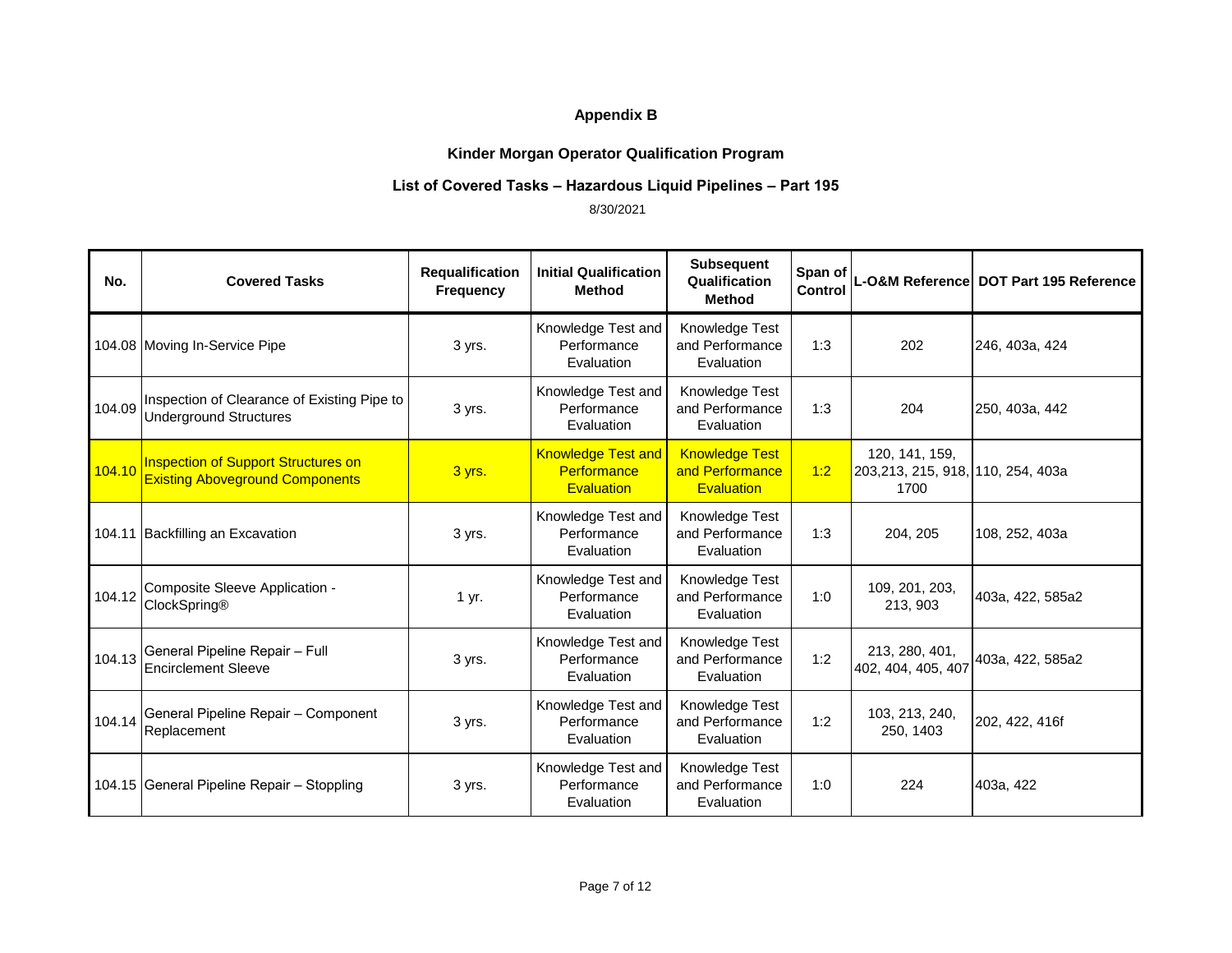# Appendix B

## Kinder Morgan Operator Qualification Program

### List of Covered Tasks – Hazardous Liquid Pipelines – Part 195

8/30/2021

| No. | Covered Tasks | Requalification Frequency | Initial Qualification Method | Subsequent Qualification Method | Span of Control | L-O&M Reference | DOT Part 195 Reference |
|---|---|---|---|---|---|---|---|
| 104.08 | Moving In-Service Pipe | 3 yrs. | Knowledge Test and Performance Evaluation | Knowledge Test and Performance Evaluation | 1:3 | 202 | 246, 403a, 424 |
| 104.09 | Inspection of Clearance of Existing Pipe to Underground Structures | 3 yrs. | Knowledge Test and Performance Evaluation | Knowledge Test and Performance Evaluation | 1:3 | 204 | 250, 403a, 442 |
| 104.10 | Inspection of Support Structures on Existing Aboveground Components | 3 yrs. | Knowledge Test and Performance Evaluation | Knowledge Test and Performance Evaluation | 1:2 | 120, 141, 159, 203,213, 215, 918, 1700 | 110, 254, 403a |
| 104.11 | Backfilling an Excavation | 3 yrs. | Knowledge Test and Performance Evaluation | Knowledge Test and Performance Evaluation | 1:3 | 204, 205 | 108, 252, 403a |
| 104.12 | Composite Sleeve Application - ClockSpring® | 1 yr. | Knowledge Test and Performance Evaluation | Knowledge Test and Performance Evaluation | 1:0 | 109, 201, 203, 213, 903 | 403a, 422, 585a2 |
| 104.13 | General Pipeline Repair – Full Encirclement Sleeve | 3 yrs. | Knowledge Test and Performance Evaluation | Knowledge Test and Performance Evaluation | 1:2 | 213, 280, 401, 402, 404, 405, 407 | 403a, 422, 585a2 |
| 104.14 | General Pipeline Repair – Component Replacement | 3 yrs. | Knowledge Test and Performance Evaluation | Knowledge Test and Performance Evaluation | 1:2 | 103, 213, 240, 250, 1403 | 202, 422, 416f |
| 104.15 | General Pipeline Repair – Stoppling | 3 yrs. | Knowledge Test and Performance Evaluation | Knowledge Test and Performance Evaluation | 1:0 | 224 | 403a, 422 |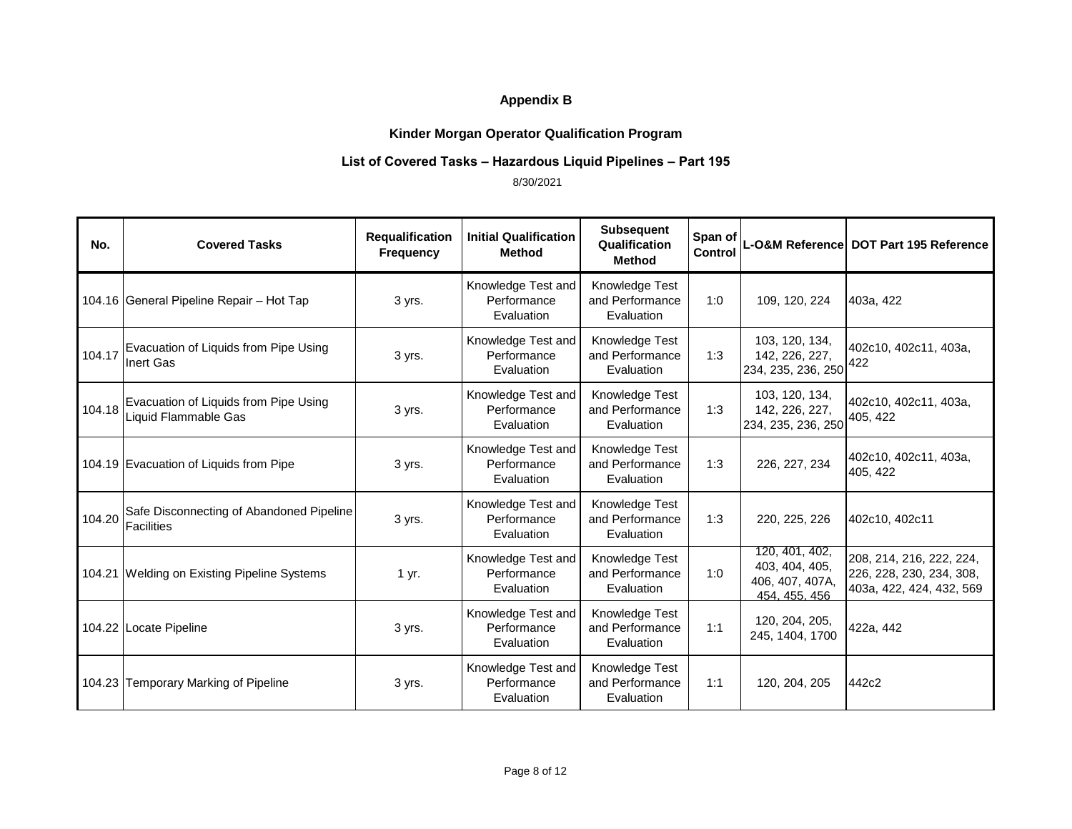**Appendix B**

**Kinder Morgan Operator Qualification Program**

**List of Covered Tasks – Hazardous Liquid Pipelines – Part 195**

8/30/2021

| No. | Covered Tasks | Requalification Frequency | Initial Qualification Method | Subsequent Qualification Method | Span of Control | L-O&M Reference | DOT Part 195 Reference |
|---|---|---|---|---|---|---|---|
| 104.16 | General Pipeline Repair – Hot Tap | 3 yrs. | Knowledge Test and Performance Evaluation | Knowledge Test and Performance Evaluation | 1:0 | 109, 120, 224 | 403a, 422 |
| 104.17 | Evacuation of Liquids from Pipe Using Inert Gas | 3 yrs. | Knowledge Test and Performance Evaluation | Knowledge Test and Performance Evaluation | 1:3 | 103, 120, 134, 142, 226, 227, 234, 235, 236, 250 | 402c10, 402c11, 403a, 422 |
| 104.18 | Evacuation of Liquids from Pipe Using Liquid Flammable Gas | 3 yrs. | Knowledge Test and Performance Evaluation | Knowledge Test and Performance Evaluation | 1:3 | 103, 120, 134, 142, 226, 227, 234, 235, 236, 250 | 402c10, 402c11, 403a, 405, 422 |
| 104.19 | Evacuation of Liquids from Pipe | 3 yrs. | Knowledge Test and Performance Evaluation | Knowledge Test and Performance Evaluation | 1:3 | 226, 227, 234 | 402c10, 402c11, 403a, 405, 422 |
| 104.20 | Safe Disconnecting of Abandoned Pipeline Facilities | 3 yrs. | Knowledge Test and Performance Evaluation | Knowledge Test and Performance Evaluation | 1:3 | 220, 225, 226 | 402c10, 402c11 |
| 104.21 | Welding on Existing Pipeline Systems | 1 yr. | Knowledge Test and Performance Evaluation | Knowledge Test and Performance Evaluation | 1:0 | 120, 401, 402, 403, 404, 405, 406, 407, 407A, 454, 455, 456 | 208, 214, 216, 222, 224, 226, 228, 230, 234, 308, 403a, 422, 424, 432, 569 |
| 104.22 | Locate Pipeline | 3 yrs. | Knowledge Test and Performance Evaluation | Knowledge Test and Performance Evaluation | 1:1 | 120, 204, 205, 245, 1404, 1700 | 422a, 442 |
| 104.23 | Temporary Marking of Pipeline | 3 yrs. | Knowledge Test and Performance Evaluation | Knowledge Test and Performance Evaluation | 1:1 | 120, 204, 205 | 442c2 |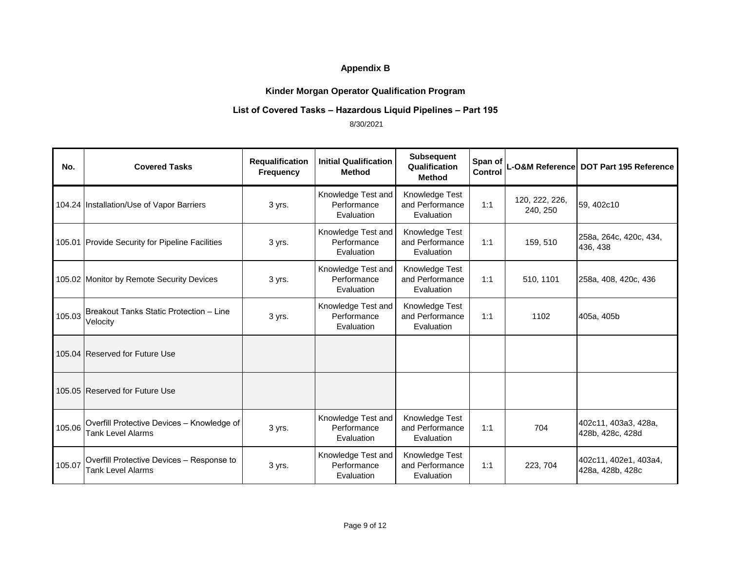# Appendix B

## Kinder Morgan Operator Qualification Program

## List of Covered Tasks – Hazardous Liquid Pipelines – Part 195

8/30/2021

| No. | Covered Tasks | Requalification Frequency | Initial Qualification Method | Subsequent Qualification Method | Span of Control | L-O&M Reference | DOT Part 195 Reference |
|---|---|---|---|---|---|---|---|
| 104.24 | Installation/Use of Vapor Barriers | 3 yrs. | Knowledge Test and Performance Evaluation | Knowledge Test and Performance Evaluation | 1:1 | 120, 222, 226, 240, 250 | 59, 402c10 |
| 105.01 | Provide Security for Pipeline Facilities | 3 yrs. | Knowledge Test and Performance Evaluation | Knowledge Test and Performance Evaluation | 1:1 | 159, 510 | 258a, 264c, 420c, 434, 436, 438 |
| 105.02 | Monitor by Remote Security Devices | 3 yrs. | Knowledge Test and Performance Evaluation | Knowledge Test and Performance Evaluation | 1:1 | 510, 1101 | 258a, 408, 420c, 436 |
| 105.03 | Breakout Tanks Static Protection – Line Velocity | 3 yrs. | Knowledge Test and Performance Evaluation | Knowledge Test and Performance Evaluation | 1:1 | 1102 | 405a, 405b |
| 105.04 | Reserved for Future Use | | | | | | |
| 105.05 | Reserved for Future Use | | | | | | |
| 105.06 | Overfill Protective Devices – Knowledge of Tank Level Alarms | 3 yrs. | Knowledge Test and Performance Evaluation | Knowledge Test and Performance Evaluation | 1:1 | 704 | 402c11, 403a3, 428a, 428b, 428c, 428d |
| 105.07 | Overfill Protective Devices – Response to Tank Level Alarms | 3 yrs. | Knowledge Test and Performance Evaluation | Knowledge Test and Performance Evaluation | 1:1 | 223, 704 | 402c11, 402e1, 403a4, 428a, 428b, 428c |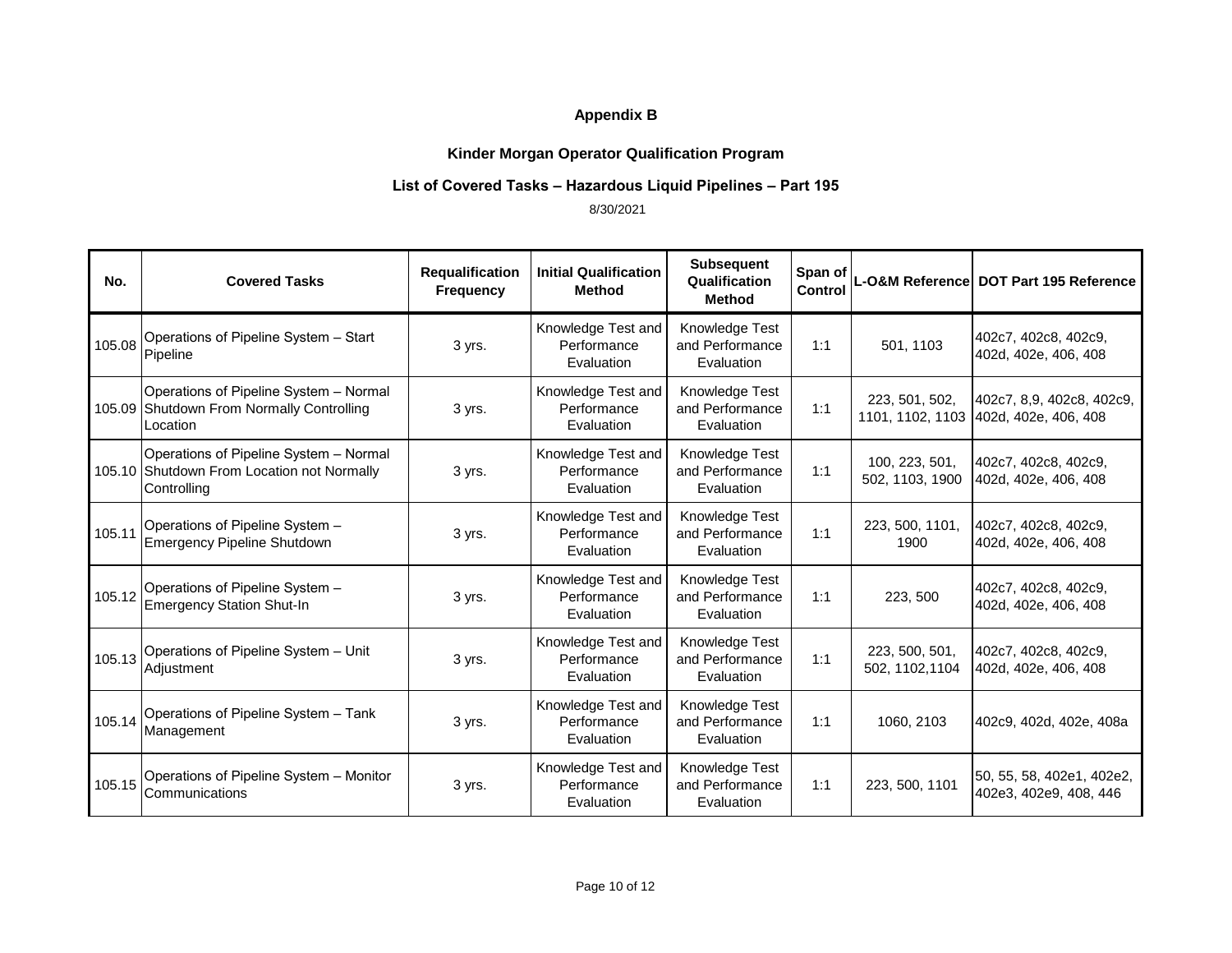## Appendix B

### Kinder Morgan Operator Qualification Program

### List of Covered Tasks – Hazardous Liquid Pipelines – Part 195

8/30/2021

| No. | Covered Tasks | Requalification Frequency | Initial Qualification Method | Subsequent Qualification Method | Span of Control | L-O&M Reference | DOT Part 195 Reference |
|---|---|---|---|---|---|---|---|
| 105.08 | Operations of Pipeline System – Start Pipeline | 3 yrs. | Knowledge Test and Performance Evaluation | Knowledge Test and Performance Evaluation | 1:1 | 501, 1103 | 402c7, 402c8, 402c9, 402d, 402e, 406, 408 |
| 105.09 | Operations of Pipeline System – Normal Shutdown From Normally Controlling Location | 3 yrs. | Knowledge Test and Performance Evaluation | Knowledge Test and Performance Evaluation | 1:1 | 223, 501, 502, 1101, 1102, 1103 | 402c7, 8,9, 402c8, 402c9, 402d, 402e, 406, 408 |
| 105.10 | Operations of Pipeline System – Normal Shutdown From Location not Normally Controlling | 3 yrs. | Knowledge Test and Performance Evaluation | Knowledge Test and Performance Evaluation | 1:1 | 100, 223, 501, 502, 1103, 1900 | 402c7, 402c8, 402c9, 402d, 402e, 406, 408 |
| 105.11 | Operations of Pipeline System – Emergency Pipeline Shutdown | 3 yrs. | Knowledge Test and Performance Evaluation | Knowledge Test and Performance Evaluation | 1:1 | 223, 500, 1101, 1900 | 402c7, 402c8, 402c9, 402d, 402e, 406, 408 |
| 105.12 | Operations of Pipeline System – Emergency Station Shut-In | 3 yrs. | Knowledge Test and Performance Evaluation | Knowledge Test and Performance Evaluation | 1:1 | 223, 500 | 402c7, 402c8, 402c9, 402d, 402e, 406, 408 |
| 105.13 | Operations of Pipeline System – Unit Adjustment | 3 yrs. | Knowledge Test and Performance Evaluation | Knowledge Test and Performance Evaluation | 1:1 | 223, 500, 501, 502, 1102,1104 | 402c7, 402c8, 402c9, 402d, 402e, 406, 408 |
| 105.14 | Operations of Pipeline System – Tank Management | 3 yrs. | Knowledge Test and Performance Evaluation | Knowledge Test and Performance Evaluation | 1:1 | 1060, 2103 | 402c9, 402d, 402e, 408a |
| 105.15 | Operations of Pipeline System – Monitor Communications | 3 yrs. | Knowledge Test and Performance Evaluation | Knowledge Test and Performance Evaluation | 1:1 | 223, 500, 1101 | 50, 55, 58, 402e1, 402e2, 402e3, 402e9, 408, 446 |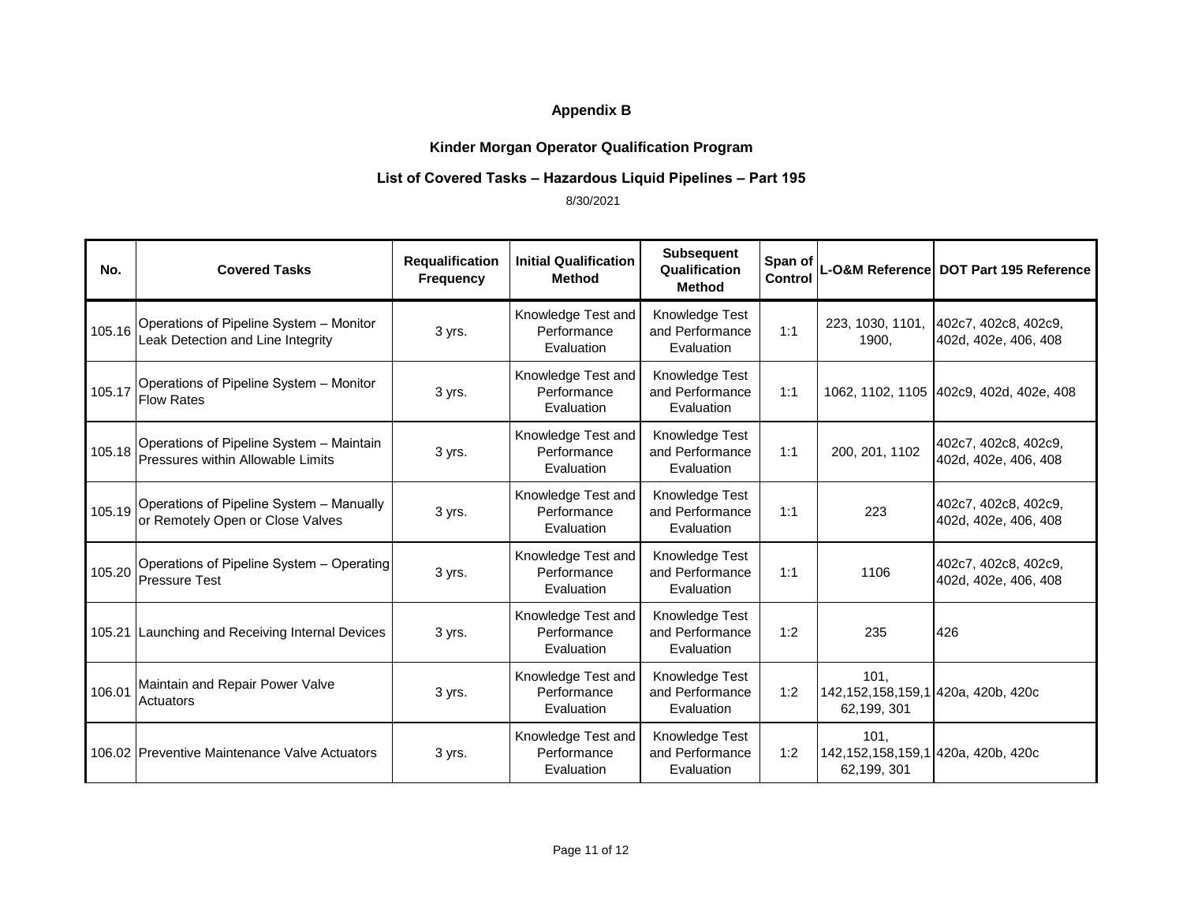**Appendix B**

**Kinder Morgan Operator Qualification Program**

**List of Covered Tasks – Hazardous Liquid Pipelines – Part 195**

8/30/2021

| No. | Covered Tasks | Requalification Frequency | Initial Qualification Method | Subsequent Qualification Method | Span of Control | L-O&M Reference | DOT Part 195 Reference |
|---|---|---|---|---|---|---|---|
| 105.16 | Operations of Pipeline System – Monitor Leak Detection and Line Integrity | 3 yrs. | Knowledge Test and Performance Evaluation | Knowledge Test and Performance Evaluation | 1:1 | 223, 1030, 1101, 1900, | 402c7, 402c8, 402c9, 402d, 402e, 406, 408 |
| 105.17 | Operations of Pipeline System – Monitor Flow Rates | 3 yrs. | Knowledge Test and Performance Evaluation | Knowledge Test and Performance Evaluation | 1:1 | 1062, 1102, 1105 | 402c9, 402d, 402e, 408 |
| 105.18 | Operations of Pipeline System – Maintain Pressures within Allowable Limits | 3 yrs. | Knowledge Test and Performance Evaluation | Knowledge Test and Performance Evaluation | 1:1 | 200, 201, 1102 | 402c7, 402c8, 402c9, 402d, 402e, 406, 408 |
| 105.19 | Operations of Pipeline System – Manually or Remotely Open or Close Valves | 3 yrs. | Knowledge Test and Performance Evaluation | Knowledge Test and Performance Evaluation | 1:1 | 223 | 402c7, 402c8, 402c9, 402d, 402e, 406, 408 |
| 105.20 | Operations of Pipeline System – Operating Pressure Test | 3 yrs. | Knowledge Test and Performance Evaluation | Knowledge Test and Performance Evaluation | 1:1 | 1106 | 402c7, 402c8, 402c9, 402d, 402e, 406, 408 |
| 105.21 | Launching and Receiving Internal Devices | 3 yrs. | Knowledge Test and Performance Evaluation | Knowledge Test and Performance Evaluation | 1:2 | 235 | 426 |
| 106.01 | Maintain and Repair Power Valve Actuators | 3 yrs. | Knowledge Test and Performance Evaluation | Knowledge Test and Performance Evaluation | 1:2 | 101, 142,152,158,159,162,199, 301 | 420a, 420b, 420c |
| 106.02 | Preventive Maintenance Valve Actuators | 3 yrs. | Knowledge Test and Performance Evaluation | Knowledge Test and Performance Evaluation | 1:2 | 101, 142,152,158,159,162,199, 301 | 420a, 420b, 420c |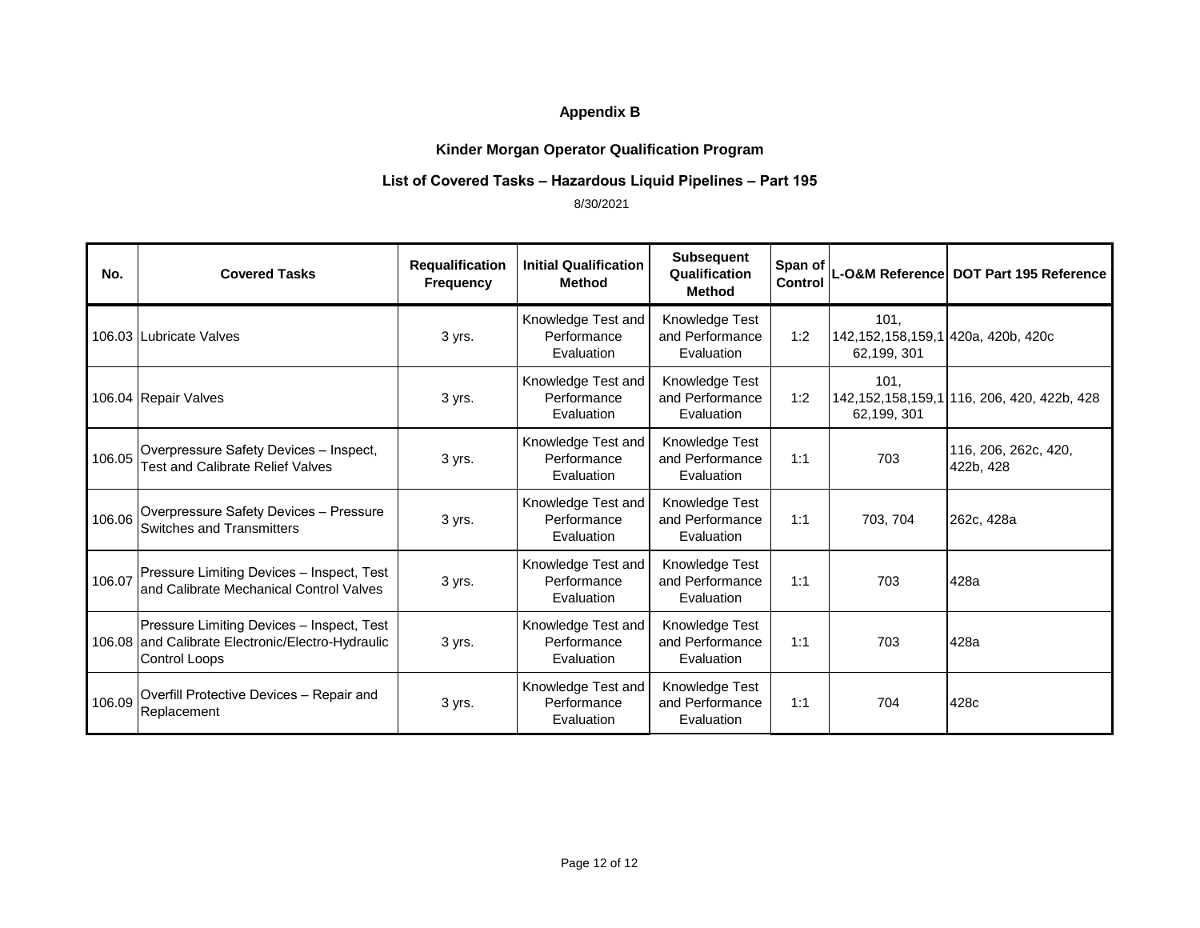**Appendix B**

**Kinder Morgan Operator Qualification Program**

**List of Covered Tasks – Hazardous Liquid Pipelines – Part 195**

8/30/2021

| No. | Covered Tasks | Requalification Frequency | Initial Qualification Method | Subsequent Qualification Method | Span of Control | L-O&M Reference | DOT Part 195 Reference |
|---|---|---|---|---|---|---|---|
| 106.03 | Lubricate Valves | 3 yrs. | Knowledge Test and Performance Evaluation | Knowledge Test and Performance Evaluation | 1:2 | 101, 142,152,158,159,162,199, 301 | 420a, 420b, 420c |
| 106.04 | Repair Valves | 3 yrs. | Knowledge Test and Performance Evaluation | Knowledge Test and Performance Evaluation | 1:2 | 101, 142,152,158,159,162,199, 301 | 116, 206, 420, 422b, 428 |
| 106.05 | Overpressure Safety Devices – Inspect, Test and Calibrate Relief Valves | 3 yrs. | Knowledge Test and Performance Evaluation | Knowledge Test and Performance Evaluation | 1:1 | 703 | 116, 206, 262c, 420, 422b, 428 |
| 106.06 | Overpressure Safety Devices – Pressure Switches and Transmitters | 3 yrs. | Knowledge Test and Performance Evaluation | Knowledge Test and Performance Evaluation | 1:1 | 703, 704 | 262c, 428a |
| 106.07 | Pressure Limiting Devices – Inspect, Test and Calibrate Mechanical Control Valves | 3 yrs. | Knowledge Test and Performance Evaluation | Knowledge Test and Performance Evaluation | 1:1 | 703 | 428a |
| 106.08 | Pressure Limiting Devices – Inspect, Test and Calibrate Electronic/Electro-Hydraulic Control Loops | 3 yrs. | Knowledge Test and Performance Evaluation | Knowledge Test and Performance Evaluation | 1:1 | 703 | 428a |
| 106.09 | Overfill Protective Devices – Repair and Replacement | 3 yrs. | Knowledge Test and Performance Evaluation | Knowledge Test and Performance Evaluation | 1:1 | 704 | 428c |